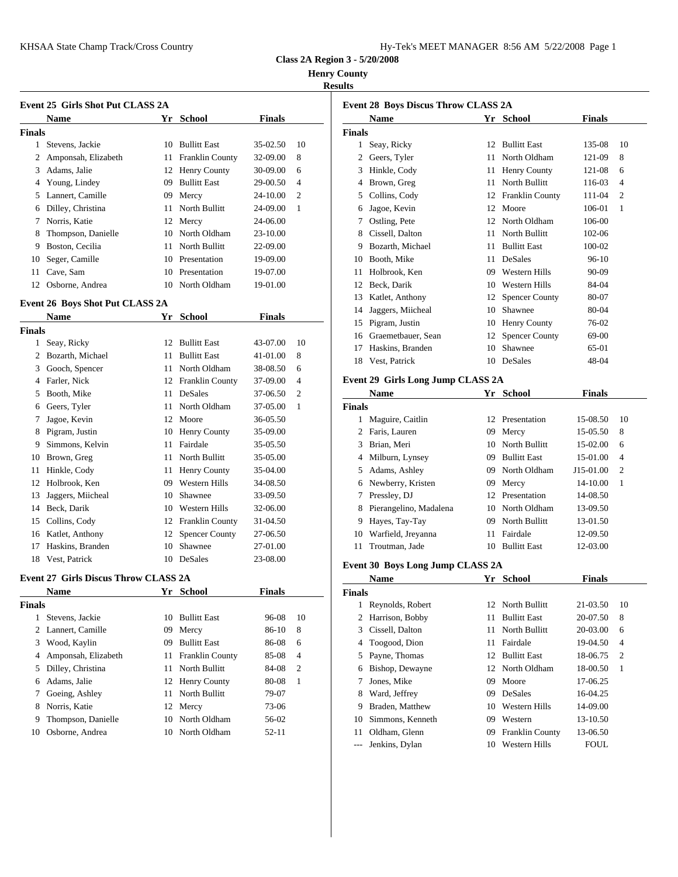**Class 2A Region 3 - 5/20/2008**

**Henry County**

**Results**

### Event 25 Girls Shot Put CLASS 2A

| | Name | Yr | School | Finals | |
|---|---|---|---|---|---|
| **Finals** | | | | | |
| 1 | Stevens, Jackie | 10 | Bullitt East | 35-02.50 | 10 |
| 2 | Amponsah, Elizabeth | 11 | Franklin County | 32-09.00 | 8 |
| 3 | Adams, Jalie | 12 | Henry County | 30-09.00 | 6 |
| 4 | Young, Lindey | 09 | Bullitt East | 29-00.50 | 4 |
| 5 | Lannert, Camille | 09 | Mercy | 24-10.00 | 2 |
| 6 | Dilley, Christina | 11 | North Bullitt | 24-09.00 | 1 |
| 7 | Norris, Katie | 12 | Mercy | 24-06.00 | |
| 8 | Thompson, Danielle | 10 | North Oldham | 23-10.00 | |
| 9 | Boston, Cecilia | 11 | North Bullitt | 22-09.00 | |
| 10 | Seger, Camille | 10 | Presentation | 19-09.00 | |
| 11 | Cave, Sam | 10 | Presentation | 19-07.00 | |
| 12 | Osborne, Andrea | 10 | North Oldham | 19-01.00 | |

### Event 26 Boys Shot Put CLASS 2A

| | Name | Yr | School | Finals | |
|---|---|---|---|---|---|
| **Finals** | | | | | |
| 1 | Seay, Ricky | 12 | Bullitt East | 43-07.00 | 10 |
| 2 | Bozarth, Michael | 11 | Bullitt East | 41-01.00 | 8 |
| 3 | Gooch, Spencer | 11 | North Oldham | 38-08.50 | 6 |
| 4 | Farler, Nick | 12 | Franklin County | 37-09.00 | 4 |
| 5 | Booth, Mike | 11 | DeSales | 37-06.50 | 2 |
| 6 | Geers, Tyler | 11 | North Oldham | 37-05.00 | 1 |
| 7 | Jagoe, Kevin | 12 | Moore | 36-05.50 | |
| 8 | Pigram, Justin | 10 | Henry County | 35-09.00 | |
| 9 | Simmons, Kelvin | 11 | Fairdale | 35-05.50 | |
| 10 | Brown, Greg | 11 | North Bullitt | 35-05.00 | |
| 11 | Hinkle, Cody | 11 | Henry County | 35-04.00 | |
| 12 | Holbrook, Ken | 09 | Western Hills | 34-08.50 | |
| 13 | Jaggers, Miicheal | 10 | Shawnee | 33-09.50 | |
| 14 | Beck, Darik | 10 | Western Hills | 32-06.00 | |
| 15 | Collins, Cody | 12 | Franklin County | 31-04.50 | |
| 16 | Katlet, Anthony | 12 | Spencer County | 27-06.50 | |
| 17 | Haskins, Branden | 10 | Shawnee | 27-01.00 | |
| 18 | Vest, Patrick | 10 | DeSales | 23-08.00 | |

### Event 27 Girls Discus Throw CLASS 2A

| | Name | Yr | School | Finals | |
|---|---|---|---|---|---|
| **Finals** | | | | | |
| 1 | Stevens, Jackie | 10 | Bullitt East | 96-08 | 10 |
| 2 | Lannert, Camille | 09 | Mercy | 86-10 | 8 |
| 3 | Wood, Kaylin | 09 | Bullitt East | 86-08 | 6 |
| 4 | Amponsah, Elizabeth | 11 | Franklin County | 85-08 | 4 |
| 5 | Dilley, Christina | 11 | North Bullitt | 84-08 | 2 |
| 6 | Adams, Jalie | 12 | Henry County | 80-08 | 1 |
| 7 | Goeing, Ashley | 11 | North Bullitt | 79-07 | |
| 8 | Norris, Katie | 12 | Mercy | 73-06 | |
| 9 | Thompson, Danielle | 10 | North Oldham | 56-02 | |
| 10 | Osborne, Andrea | 10 | North Oldham | 52-11 | |

### Event 28 Boys Discus Throw CLASS 2A

| | Name | Yr | School | Finals | |
|---|---|---|---|---|---|
| **Finals** | | | | | |
| 1 | Seay, Ricky | 12 | Bullitt East | 135-08 | 10 |
| 2 | Geers, Tyler | 11 | North Oldham | 121-09 | 8 |
| 3 | Hinkle, Cody | 11 | Henry County | 121-08 | 6 |
| 4 | Brown, Greg | 11 | North Bullitt | 116-03 | 4 |
| 5 | Collins, Cody | 12 | Franklin County | 111-04 | 2 |
| 6 | Jagoe, Kevin | 12 | Moore | 106-01 | 1 |
| 7 | Ostling, Pete | 12 | North Oldham | 106-00 | |
| 8 | Cissell, Dalton | 11 | North Bullitt | 102-06 | |
| 9 | Bozarth, Michael | 11 | Bullitt East | 100-02 | |
| 10 | Booth, Mike | 11 | DeSales | 96-10 | |
| 11 | Holbrook, Ken | 09 | Western Hills | 90-09 | |
| 12 | Beck, Darik | 10 | Western Hills | 84-04 | |
| 13 | Katlet, Anthony | 12 | Spencer County | 80-07 | |
| 14 | Jaggers, Miicheal | 10 | Shawnee | 80-04 | |
| 15 | Pigram, Justin | 10 | Henry County | 76-02 | |
| 16 | Graemetbauer, Sean | 12 | Spencer County | 69-00 | |
| 17 | Haskins, Branden | 10 | Shawnee | 65-01 | |
| 18 | Vest, Patrick | 10 | DeSales | 48-04 | |

### Event 29 Girls Long Jump CLASS 2A

| | Name | Yr | School | Finals | |
|---|---|---|---|---|---|
| **Finals** | | | | | |
| 1 | Maguire, Caitlin | 12 | Presentation | 15-08.50 | 10 |
| 2 | Faris, Lauren | 09 | Mercy | 15-05.50 | 8 |
| 3 | Brian, Meri | 10 | North Bullitt | 15-02.00 | 6 |
| 4 | Milburn, Lynsey | 09 | Bullitt East | 15-01.00 | 4 |
| 5 | Adams, Ashley | 09 | North Oldham | J15-01.00 | 2 |
| 6 | Newberry, Kristen | 09 | Mercy | 14-10.00 | 1 |
| 7 | Pressley, DJ | 12 | Presentation | 14-08.50 | |
| 8 | Pierangelino, Madalena | 10 | North Oldham | 13-09.50 | |
| 9 | Hayes, Tay-Tay | 09 | North Bullitt | 13-01.50 | |
| 10 | Warfield, Jreyanna | 11 | Fairdale | 12-09.50 | |
| 11 | Troutman, Jade | 10 | Bullitt East | 12-03.00 | |

### Event 30 Boys Long Jump CLASS 2A

| | Name | Yr | School | Finals | |
|---|---|---|---|---|---|
| **Finals** | | | | | |
| 1 | Reynolds, Robert | 12 | North Bullitt | 21-03.50 | 10 |
| 2 | Harrison, Bobby | 11 | Bullitt East | 20-07.50 | 8 |
| 3 | Cissell, Dalton | 11 | North Bullitt | 20-03.00 | 6 |
| 4 | Toogood, Dion | 11 | Fairdale | 19-04.50 | 4 |
| 5 | Payne, Thomas | 12 | Bullitt East | 18-06.75 | 2 |
| 6 | Bishop, Dewayne | 12 | North Oldham | 18-00.50 | 1 |
| 7 | Jones, Mike | 09 | Moore | 17-06.25 | |
| 8 | Ward, Jeffrey | 09 | DeSales | 16-04.25 | |
| 9 | Braden, Matthew | 10 | Western Hills | 14-09.00 | |
| 10 | Simmons, Kenneth | 09 | Western | 13-10.50 | |
| 11 | Oldham, Glenn | 09 | Franklin County | 13-06.50 | |
| --- | Jenkins, Dylan | 10 | Western Hills | FOUL | |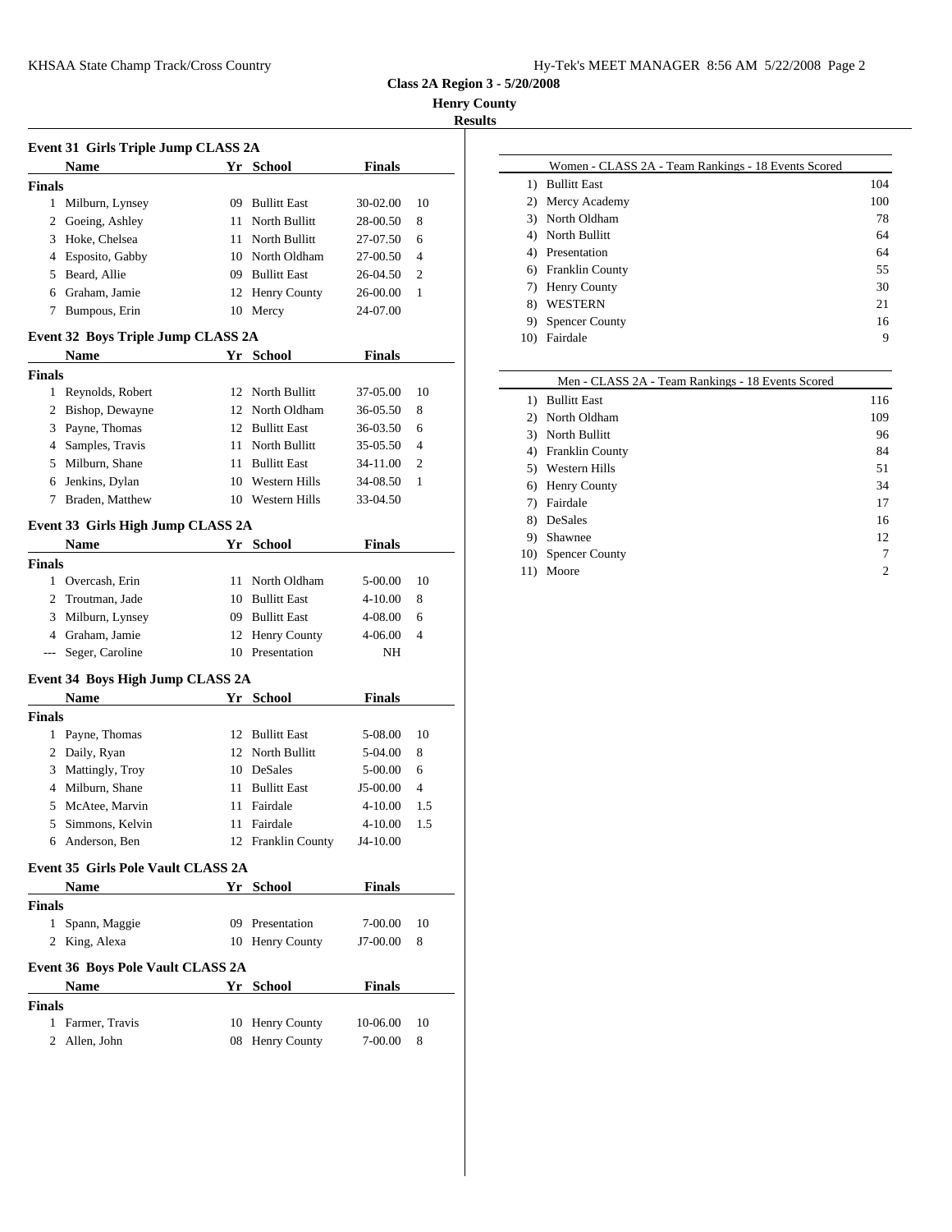**Class 2A Region 3 - 5/20/2008**

**Henry County**

**Results**

### Event 31 Girls Triple Jump CLASS 2A

| | Name | Yr | School | Finals | |
|---|---|---|---|---|---|
| **Finals** | | | | | |
| 1 | Milburn, Lynsey | 09 | Bullitt East | 30-02.00 | 10 |
| 2 | Goeing, Ashley | 11 | North Bullitt | 28-00.50 | 8 |
| 3 | Hoke, Chelsea | 11 | North Bullitt | 27-07.50 | 6 |
| 4 | Esposito, Gabby | 10 | North Oldham | 27-00.50 | 4 |
| 5 | Beard, Allie | 09 | Bullitt East | 26-04.50 | 2 |
| 6 | Graham, Jamie | 12 | Henry County | 26-00.00 | 1 |
| 7 | Bumpous, Erin | 10 | Mercy | 24-07.00 | |

### Event 32 Boys Triple Jump CLASS 2A

| | Name | Yr | School | Finals | |
|---|---|---|---|---|---|
| **Finals** | | | | | |
| 1 | Reynolds, Robert | 12 | North Bullitt | 37-05.00 | 10 |
| 2 | Bishop, Dewayne | 12 | North Oldham | 36-05.50 | 8 |
| 3 | Payne, Thomas | 12 | Bullitt East | 36-03.50 | 6 |
| 4 | Samples, Travis | 11 | North Bullitt | 35-05.50 | 4 |
| 5 | Milburn, Shane | 11 | Bullitt East | 34-11.00 | 2 |
| 6 | Jenkins, Dylan | 10 | Western Hills | 34-08.50 | 1 |
| 7 | Braden, Matthew | 10 | Western Hills | 33-04.50 | |

### Event 33 Girls High Jump CLASS 2A

| | Name | Yr | School | Finals | |
|---|---|---|---|---|---|
| **Finals** | | | | | |
| 1 | Overcash, Erin | 11 | North Oldham | 5-00.00 | 10 |
| 2 | Troutman, Jade | 10 | Bullitt East | 4-10.00 | 8 |
| 3 | Milburn, Lynsey | 09 | Bullitt East | 4-08.00 | 6 |
| 4 | Graham, Jamie | 12 | Henry County | 4-06.00 | 4 |
| --- | Seger, Caroline | 10 | Presentation | NH | |

### Event 34 Boys High Jump CLASS 2A

| | Name | Yr | School | Finals | |
|---|---|---|---|---|---|
| **Finals** | | | | | |
| 1 | Payne, Thomas | 12 | Bullitt East | 5-08.00 | 10 |
| 2 | Daily, Ryan | 12 | North Bullitt | 5-04.00 | 8 |
| 3 | Mattingly, Troy | 10 | DeSales | 5-00.00 | 6 |
| 4 | Milburn, Shane | 11 | Bullitt East | J5-00.00 | 4 |
| 5 | McAtee, Marvin | 11 | Fairdale | 4-10.00 | 1.5 |
| 5 | Simmons, Kelvin | 11 | Fairdale | 4-10.00 | 1.5 |
| 6 | Anderson, Ben | 12 | Franklin County | J4-10.00 | |

### Event 35 Girls Pole Vault CLASS 2A

| | Name | Yr | School | Finals | |
|---|---|---|---|---|---|
| **Finals** | | | | | |
| 1 | Spann, Maggie | 09 | Presentation | 7-00.00 | 10 |
| 2 | King, Alexa | 10 | Henry County | J7-00.00 | 8 |

### Event 36 Boys Pole Vault CLASS 2A

| | Name | Yr | School | Finals | |
|---|---|---|---|---|---|
| **Finals** | | | | | |
| 1 | Farmer, Travis | 10 | Henry County | 10-06.00 | 10 |
| 2 | Allen, John | 08 | Henry County | 7-00.00 | 8 |

### Women - CLASS 2A - Team Rankings - 18 Events Scored

| | | |
|---|---|---|
| 1) | Bullitt East | 104 |
| 2) | Mercy Academy | 100 |
| 3) | North Oldham | 78 |
| 4) | North Bullitt | 64 |
| 4) | Presentation | 64 |
| 6) | Franklin County | 55 |
| 7) | Henry County | 30 |
| 8) | WESTERN | 21 |
| 9) | Spencer County | 16 |
| 10) | Fairdale | 9 |

### Men - CLASS 2A - Team Rankings - 18 Events Scored

| | | |
|---|---|---|
| 1) | Bullitt East | 116 |
| 2) | North Oldham | 109 |
| 3) | North Bullitt | 96 |
| 4) | Franklin County | 84 |
| 5) | Western Hills | 51 |
| 6) | Henry County | 34 |
| 7) | Fairdale | 17 |
| 8) | DeSales | 16 |
| 9) | Shawnee | 12 |
| 10) | Spencer County | 7 |
| 11) | Moore | 2 |